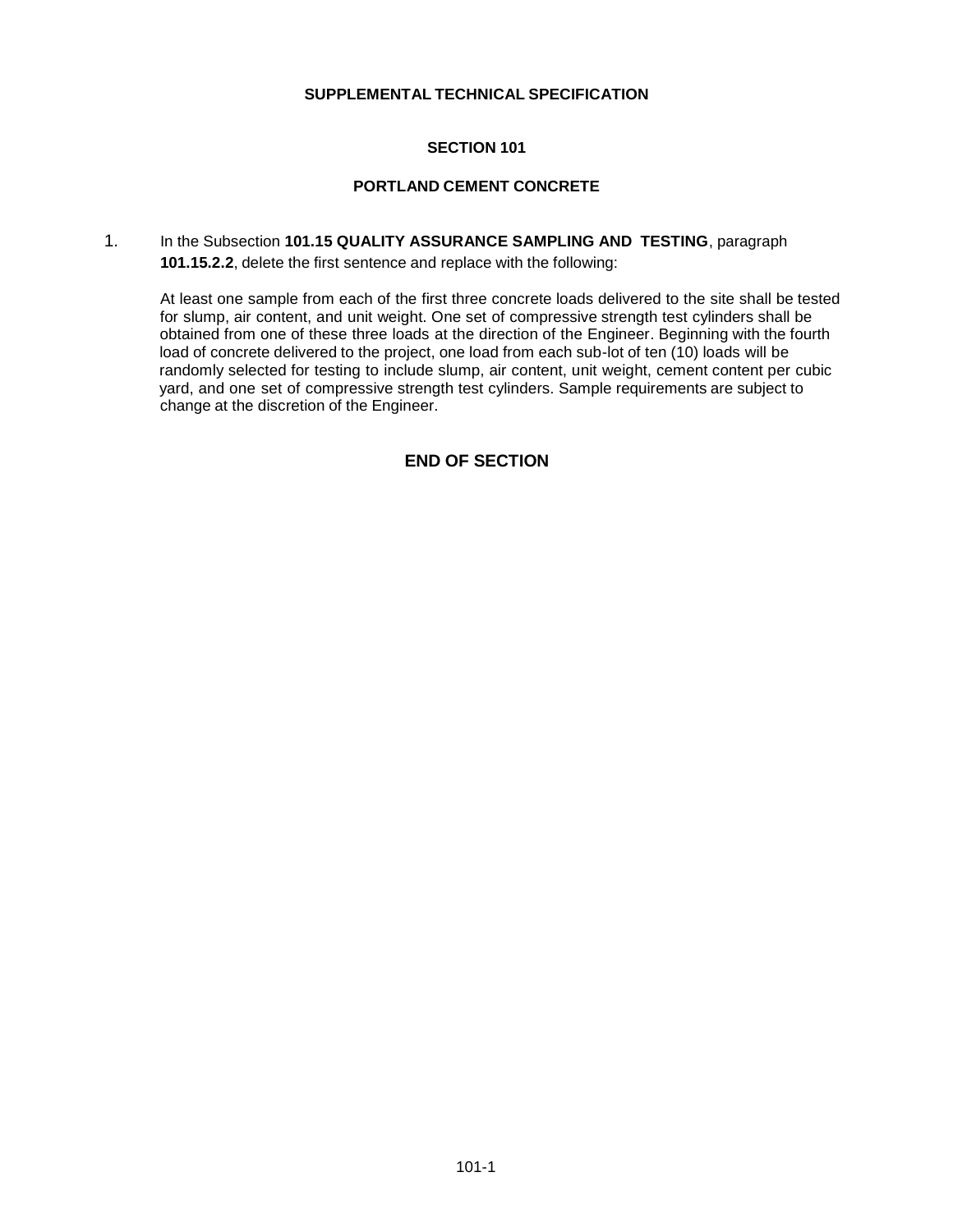**SUPPLEMENTAL TECHNICAL SPECIFICATION**

# SECTION 101

## PORTLAND CEMENT CONCRETE

1. In the Subsection **101.15 QUALITY ASSURANCE SAMPLING AND TESTING**, paragraph **101.15.2.2**, delete the first sentence and replace with the following:

   At least one sample from each of the first three concrete loads delivered to the site shall be tested for slump, air content, and unit weight. One set of compressive strength test cylinders shall be obtained from one of these three loads at the direction of the Engineer. Beginning with the fourth load of concrete delivered to the project, one load from each sub-lot of ten (10) loads will be randomly selected for testing to include slump, air content, unit weight, cement content per cubic yard, and one set of compressive strength test cylinders. Sample requirements are subject to change at the discretion of the Engineer.

**END OF SECTION**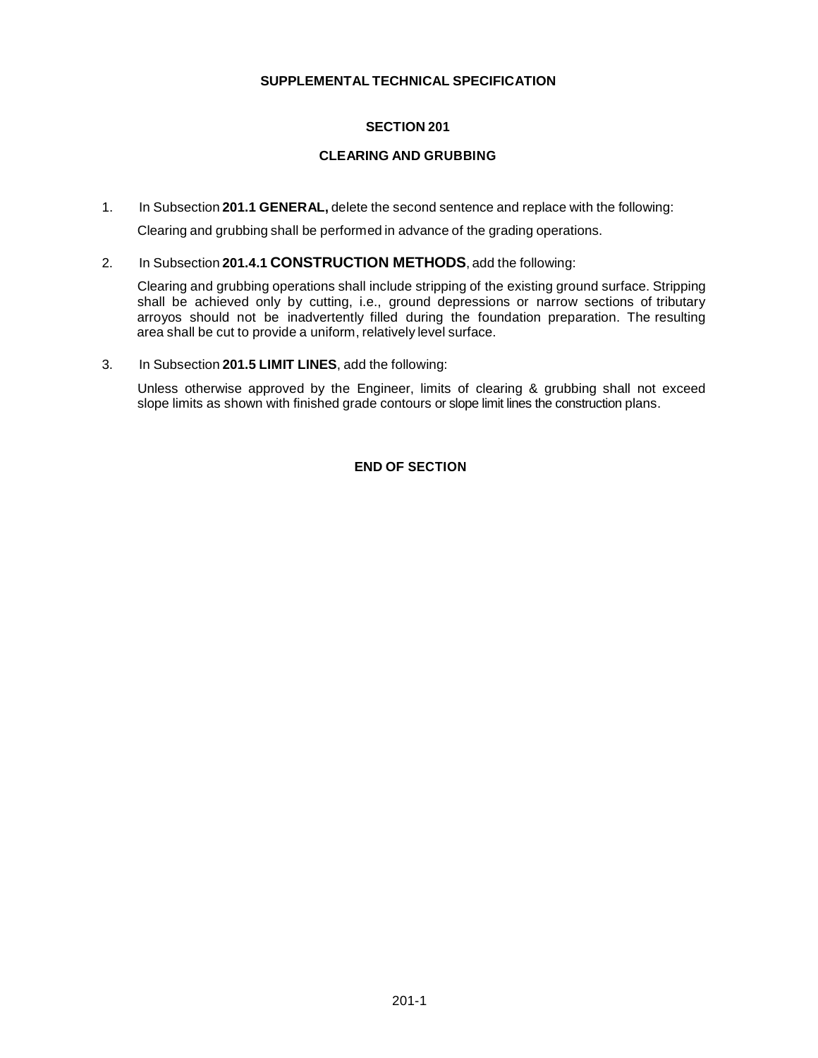**SUPPLEMENTAL TECHNICAL SPECIFICATION**

**SECTION 201**

**CLEARING AND GRUBBING**

1. In Subsection **201.1 GENERAL,** delete the second sentence and replace with the following:

   Clearing and grubbing shall be performed in advance of the grading operations.

2. In Subsection **201.4.1 CONSTRUCTION METHODS**, add the following:

   Clearing and grubbing operations shall include stripping of the existing ground surface. Stripping shall be achieved only by cutting, i.e., ground depressions or narrow sections of tributary arroyos should not be inadvertently filled during the foundation preparation. The resulting area shall be cut to provide a uniform, relatively level surface.

3. In Subsection **201.5 LIMIT LINES**, add the following:

   Unless otherwise approved by the Engineer, limits of clearing & grubbing shall not exceed slope limits as shown with finished grade contours or slope limit lines the construction plans.

**END OF SECTION**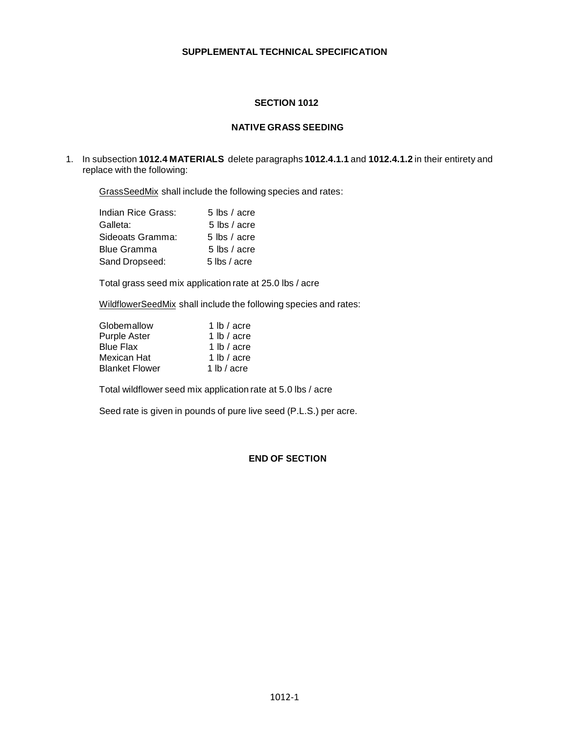**SUPPLEMENTAL TECHNICAL SPECIFICATION**

# SECTION 1012

## NATIVE GRASS SEEDING

1. In subsection **1012.4 MATERIALS** delete paragraphs **1012.4.1.1** and **1012.4.1.2** in their entirety and replace with the following:

   GrassSeedMix shall include the following species and rates:

   | | |
   |---|---|
   | Indian Rice Grass: | 5 lbs / acre |
   | Galleta: | 5 lbs / acre |
   | Sideoats Gramma: | 5 lbs / acre |
   | Blue Gramma | 5 lbs / acre |
   | Sand Dropseed: | 5 lbs / acre |

   Total grass seed mix application rate at 25.0 lbs / acre

   WildflowerSeedMix shall include the following species and rates:

   | | |
   |---|---|
   | Globemallow | 1 lb / acre |
   | Purple Aster | 1 lb / acre |
   | Blue Flax | 1 lb / acre |
   | Mexican Hat | 1 lb / acre |
   | Blanket Flower | 1 lb / acre |

   Total wildflower seed mix application rate at 5.0 lbs / acre

   Seed rate is given in pounds of pure live seed (P.L.S.) per acre.

**END OF SECTION**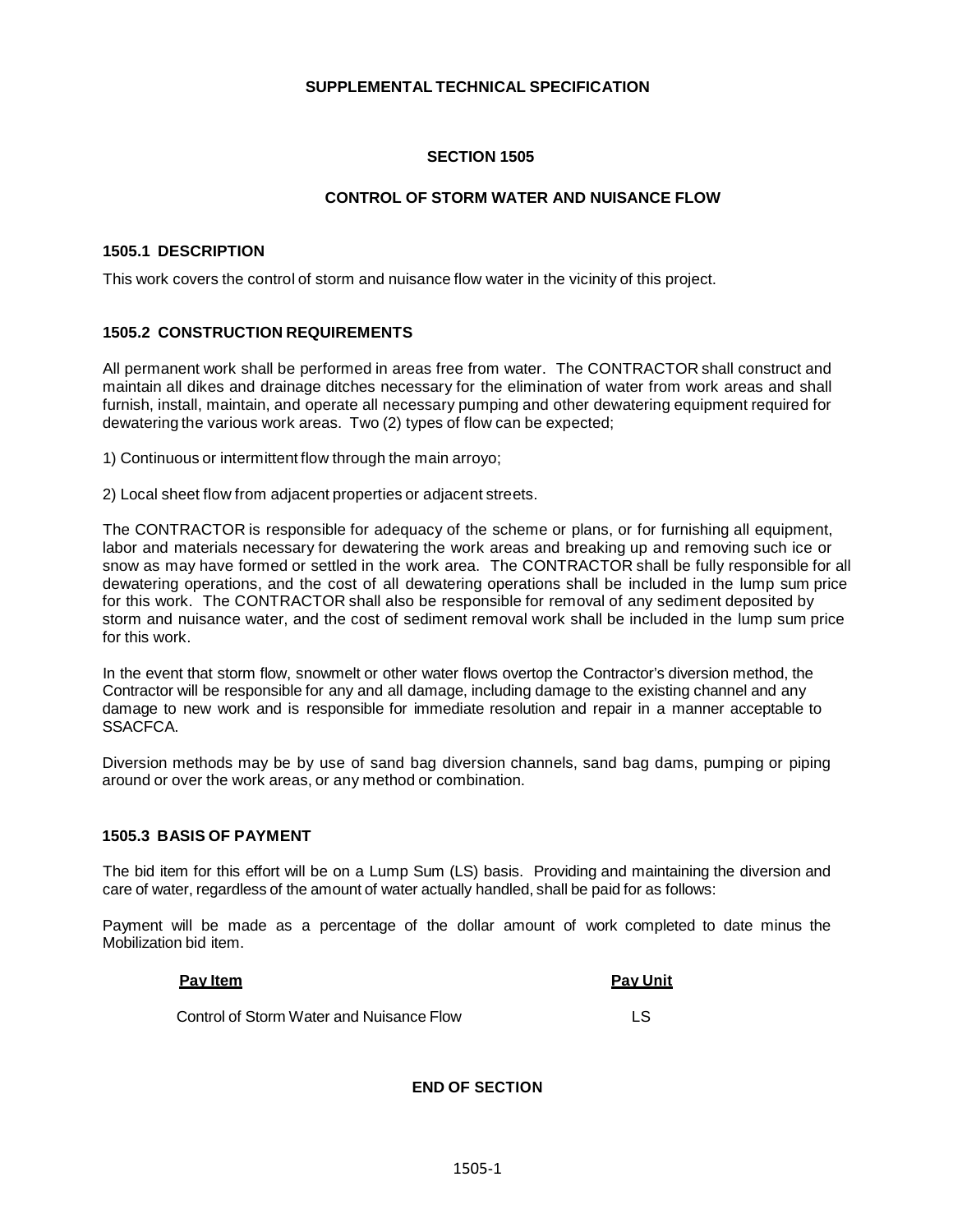# SUPPLEMENTAL TECHNICAL SPECIFICATION

## SECTION 1505

## CONTROL OF STORM WATER AND NUISANCE FLOW

### 1505.1 DESCRIPTION

This work covers the control of storm and nuisance flow water in the vicinity of this project.

### 1505.2 CONSTRUCTION REQUIREMENTS

All permanent work shall be performed in areas free from water. The CONTRACTOR shall construct and maintain all dikes and drainage ditches necessary for the elimination of water from work areas and shall furnish, install, maintain, and operate all necessary pumping and other dewatering equipment required for dewatering the various work areas. Two (2) types of flow can be expected;

1) Continuous or intermittent flow through the main arroyo;

2) Local sheet flow from adjacent properties or adjacent streets.

The CONTRACTOR is responsible for adequacy of the scheme or plans, or for furnishing all equipment, labor and materials necessary for dewatering the work areas and breaking up and removing such ice or snow as may have formed or settled in the work area. The CONTRACTOR shall be fully responsible for all dewatering operations, and the cost of all dewatering operations shall be included in the lump sum price for this work. The CONTRACTOR shall also be responsible for removal of any sediment deposited by storm and nuisance water, and the cost of sediment removal work shall be included in the lump sum price for this work.

In the event that storm flow, snowmelt or other water flows overtop the Contractor's diversion method, the Contractor will be responsible for any and all damage, including damage to the existing channel and any damage to new work and is responsible for immediate resolution and repair in a manner acceptable to SSACFCA.

Diversion methods may be by use of sand bag diversion channels, sand bag dams, pumping or piping around or over the work areas, or any method or combination.

### 1505.3 BASIS OF PAYMENT

The bid item for this effort will be on a Lump Sum (LS) basis. Providing and maintaining the diversion and care of water, regardless of the amount of water actually handled, shall be paid for as follows:

Payment will be made as a percentage of the dollar amount of work completed to date minus the Mobilization bid item.

| Pay Item | Pay Unit |
|---|---|
| Control of Storm Water and Nuisance Flow | LS |

**END OF SECTION**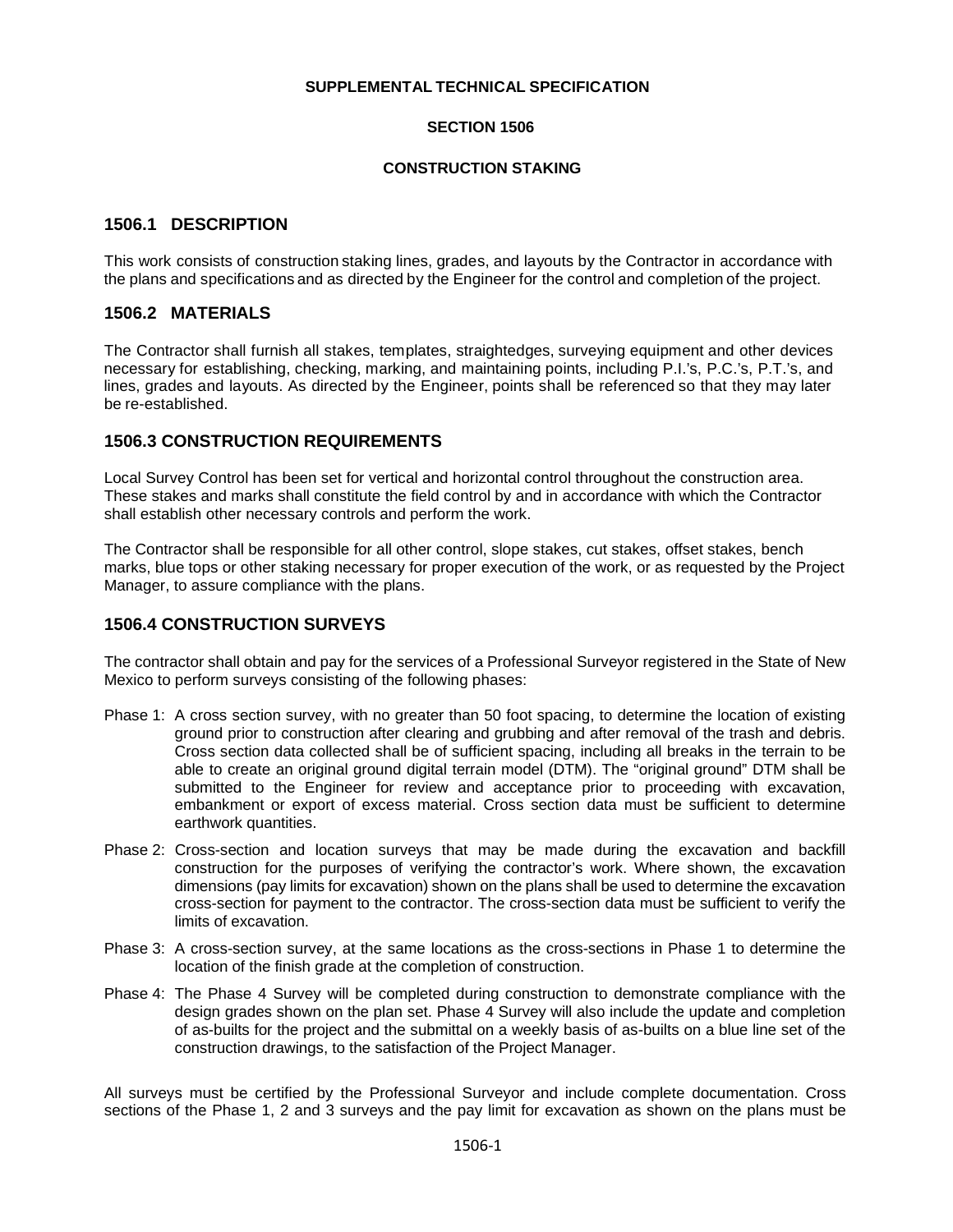**SUPPLEMENTAL TECHNICAL SPECIFICATION**

**SECTION 1506**

**CONSTRUCTION STAKING**

## 1506.1 DESCRIPTION

This work consists of construction staking lines, grades, and layouts by the Contractor in accordance with the plans and specifications and as directed by the Engineer for the control and completion of the project.

## 1506.2 MATERIALS

The Contractor shall furnish all stakes, templates, straightedges, surveying equipment and other devices necessary for establishing, checking, marking, and maintaining points, including P.I.'s, P.C.'s, P.T.'s, and lines, grades and layouts. As directed by the Engineer, points shall be referenced so that they may later be re-established.

## 1506.3 CONSTRUCTION REQUIREMENTS

Local Survey Control has been set for vertical and horizontal control throughout the construction area. These stakes and marks shall constitute the field control by and in accordance with which the Contractor shall establish other necessary controls and perform the work.

The Contractor shall be responsible for all other control, slope stakes, cut stakes, offset stakes, bench marks, blue tops or other staking necessary for proper execution of the work, or as requested by the Project Manager, to assure compliance with the plans.

## 1506.4 CONSTRUCTION SURVEYS

The contractor shall obtain and pay for the services of a Professional Surveyor registered in the State of New Mexico to perform surveys consisting of the following phases:

Phase 1: A cross section survey, with no greater than 50 foot spacing, to determine the location of existing ground prior to construction after clearing and grubbing and after removal of the trash and debris. Cross section data collected shall be of sufficient spacing, including all breaks in the terrain to be able to create an original ground digital terrain model (DTM). The "original ground" DTM shall be submitted to the Engineer for review and acceptance prior to proceeding with excavation, embankment or export of excess material. Cross section data must be sufficient to determine earthwork quantities.

Phase 2: Cross-section and location surveys that may be made during the excavation and backfill construction for the purposes of verifying the contractor's work. Where shown, the excavation dimensions (pay limits for excavation) shown on the plans shall be used to determine the excavation cross-section for payment to the contractor. The cross-section data must be sufficient to verify the limits of excavation.

Phase 3: A cross-section survey, at the same locations as the cross-sections in Phase 1 to determine the location of the finish grade at the completion of construction.

Phase 4: The Phase 4 Survey will be completed during construction to demonstrate compliance with the design grades shown on the plan set. Phase 4 Survey will also include the update and completion of as-builts for the project and the submittal on a weekly basis of as-builts on a blue line set of the construction drawings, to the satisfaction of the Project Manager.

All surveys must be certified by the Professional Surveyor and include complete documentation. Cross sections of the Phase 1, 2 and 3 surveys and the pay limit for excavation as shown on the plans must be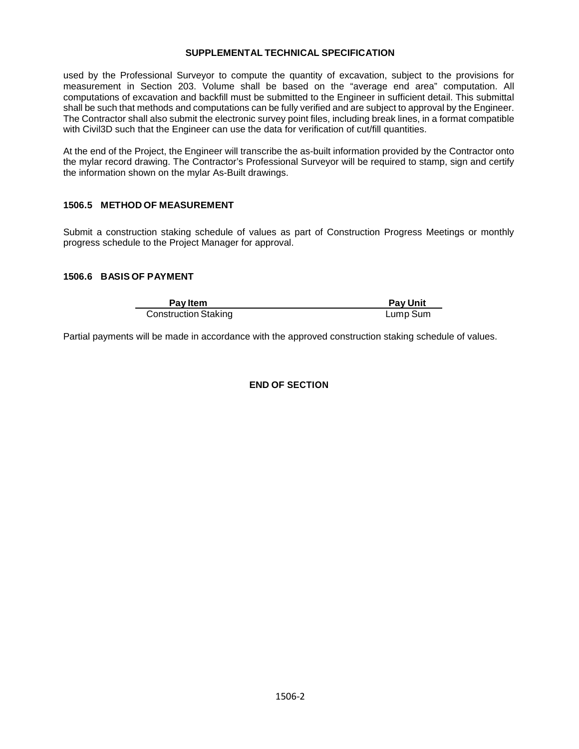used by the Professional Surveyor to compute the quantity of excavation, subject to the provisions for measurement in Section 203. Volume shall be based on the “average end area” computation. All computations of excavation and backfill must be submitted to the Engineer in sufficient detail. This submittal shall be such that methods and computations can be fully verified and are subject to approval by the Engineer. The Contractor shall also submit the electronic survey point files, including break lines, in a format compatible with Civil3D such that the Engineer can use the data for verification of cut/fill quantities.

At the end of the Project, the Engineer will transcribe the as-built information provided by the Contractor onto the mylar record drawing. The Contractor’s Professional Surveyor will be required to stamp, sign and certify the information shown on the mylar As-Built drawings.

## 1506.5 METHOD OF MEASUREMENT

Submit a construction staking schedule of values as part of Construction Progress Meetings or monthly progress schedule to the Project Manager for approval.

## 1506.6 BASIS OF PAYMENT

| Pay Item | Pay Unit |
| --- | --- |
| Construction Staking | Lump Sum |

Partial payments will be made in accordance with the approved construction staking schedule of values.

**END OF SECTION**